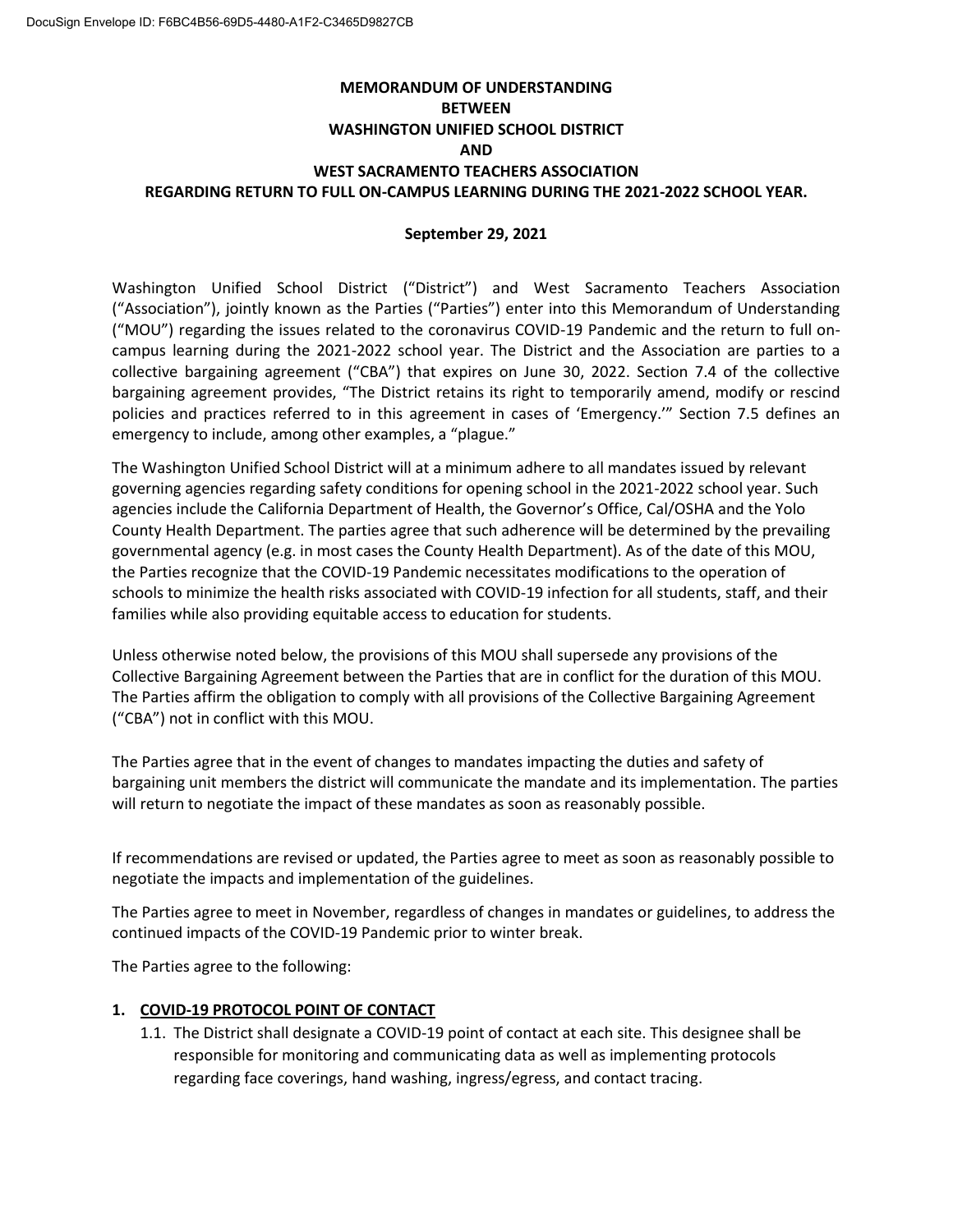# MEMORANDUM OF UNDERSTANDING BETWEEN WASHINGTON UNIFIED SCHOOL DISTRICT AND WEST SACRAMENTO TEACHERS ASSOCIATION REGARDING RETURN TO FULL ON-CAMPUS LEARNING DURING THE 2021-2022 SCHOOL YEAR.

**September 29, 2021**

Washington Unified School District ("District") and West Sacramento Teachers Association ("Association"), jointly known as the Parties ("Parties") enter into this Memorandum of Understanding ("MOU") regarding the issues related to the coronavirus COVID-19 Pandemic and the return to full on-campus learning during the 2021-2022 school year. The District and the Association are parties to a collective bargaining agreement ("CBA") that expires on June 30, 2022. Section 7.4 of the collective bargaining agreement provides, "The District retains its right to temporarily amend, modify or rescind policies and practices referred to in this agreement in cases of 'Emergency.'" Section 7.5 defines an emergency to include, among other examples, a "plague."

The Washington Unified School District will at a minimum adhere to all mandates issued by relevant governing agencies regarding safety conditions for opening school in the 2021-2022 school year. Such agencies include the California Department of Health, the Governor's Office, Cal/OSHA and the Yolo County Health Department. The parties agree that such adherence will be determined by the prevailing governmental agency (e.g. in most cases the County Health Department). As of the date of this MOU, the Parties recognize that the COVID-19 Pandemic necessitates modifications to the operation of schools to minimize the health risks associated with COVID-19 infection for all students, staff, and their families while also providing equitable access to education for students.

Unless otherwise noted below, the provisions of this MOU shall supersede any provisions of the Collective Bargaining Agreement between the Parties that are in conflict for the duration of this MOU. The Parties affirm the obligation to comply with all provisions of the Collective Bargaining Agreement ("CBA") not in conflict with this MOU.

The Parties agree that in the event of changes to mandates impacting the duties and safety of bargaining unit members the district will communicate the mandate and its implementation. The parties will return to negotiate the impact of these mandates as soon as reasonably possible.

If recommendations are revised or updated, the Parties agree to meet as soon as reasonably possible to negotiate the impacts and implementation of the guidelines.

The Parties agree to meet in November, regardless of changes in mandates or guidelines, to address the continued impacts of the COVID-19 Pandemic prior to winter break.

The Parties agree to the following:

## 1. COVID-19 PROTOCOL POINT OF CONTACT

1.1. The District shall designate a COVID-19 point of contact at each site. This designee shall be responsible for monitoring and communicating data as well as implementing protocols regarding face coverings, hand washing, ingress/egress, and contact tracing.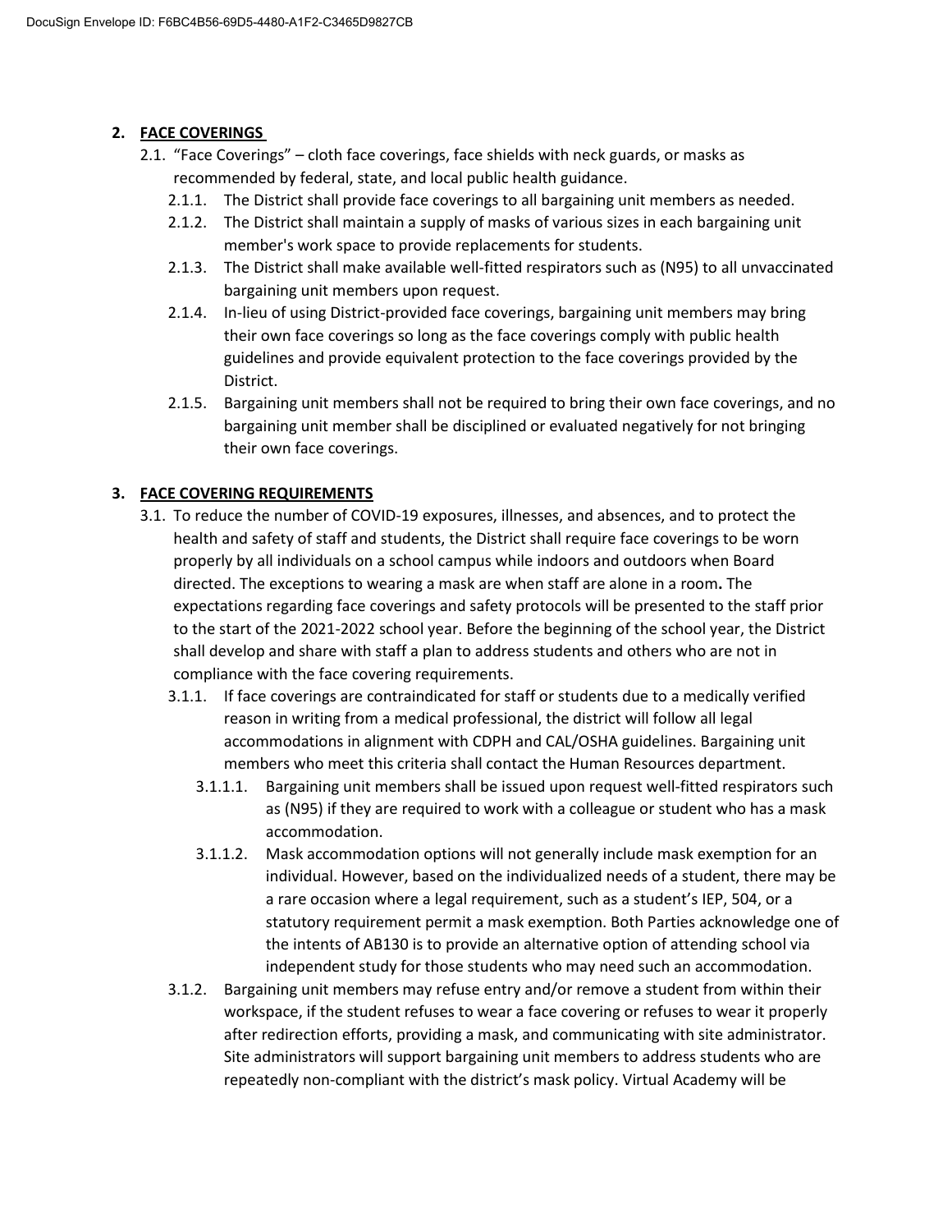## 2. FACE COVERINGS

2.1. "Face Coverings" – cloth face coverings, face shields with neck guards, or masks as recommended by federal, state, and local public health guidance.

2.1.1. The District shall provide face coverings to all bargaining unit members as needed.

2.1.2. The District shall maintain a supply of masks of various sizes in each bargaining unit member's work space to provide replacements for students.

2.1.3. The District shall make available well-fitted respirators such as (N95) to all unvaccinated bargaining unit members upon request.

2.1.4. In-lieu of using District-provided face coverings, bargaining unit members may bring their own face coverings so long as the face coverings comply with public health guidelines and provide equivalent protection to the face coverings provided by the District.

2.1.5. Bargaining unit members shall not be required to bring their own face coverings, and no bargaining unit member shall be disciplined or evaluated negatively for not bringing their own face coverings.

## 3. FACE COVERING REQUIREMENTS

3.1. To reduce the number of COVID-19 exposures, illnesses, and absences, and to protect the health and safety of staff and students, the District shall require face coverings to be worn properly by all individuals on a school campus while indoors and outdoors when Board directed. The exceptions to wearing a mask are when staff are alone in a room**.** The expectations regarding face coverings and safety protocols will be presented to the staff prior to the start of the 2021-2022 school year. Before the beginning of the school year, the District shall develop and share with staff a plan to address students and others who are not in compliance with the face covering requirements.

3.1.1. If face coverings are contraindicated for staff or students due to a medically verified reason in writing from a medical professional, the district will follow all legal accommodations in alignment with CDPH and CAL/OSHA guidelines. Bargaining unit members who meet this criteria shall contact the Human Resources department.

3.1.1.1. Bargaining unit members shall be issued upon request well-fitted respirators such as (N95) if they are required to work with a colleague or student who has a mask accommodation.

3.1.1.2. Mask accommodation options will not generally include mask exemption for an individual. However, based on the individualized needs of a student, there may be a rare occasion where a legal requirement, such as a student's IEP, 504, or a statutory requirement permit a mask exemption. Both Parties acknowledge one of the intents of AB130 is to provide an alternative option of attending school via independent study for those students who may need such an accommodation.

3.1.2. Bargaining unit members may refuse entry and/or remove a student from within their workspace, if the student refuses to wear a face covering or refuses to wear it properly after redirection efforts, providing a mask, and communicating with site administrator. Site administrators will support bargaining unit members to address students who are repeatedly non-compliant with the district's mask policy. Virtual Academy will be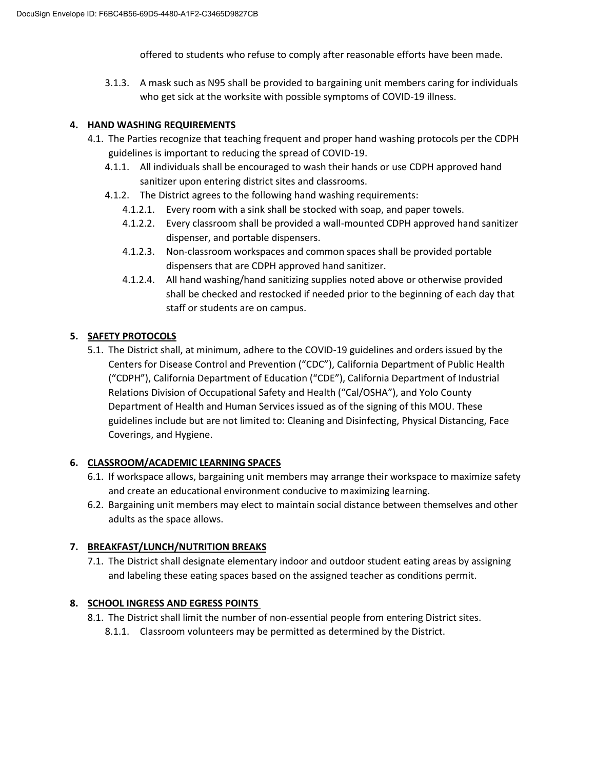offered to students who refuse to comply after reasonable efforts have been made.

3.1.3. A mask such as N95 shall be provided to bargaining unit members caring for individuals who get sick at the worksite with possible symptoms of COVID-19 illness.

## 4. HAND WASHING REQUIREMENTS

4.1. The Parties recognize that teaching frequent and proper hand washing protocols per the CDPH guidelines is important to reducing the spread of COVID-19.

4.1.1. All individuals shall be encouraged to wash their hands or use CDPH approved hand sanitizer upon entering district sites and classrooms.

4.1.2. The District agrees to the following hand washing requirements:

4.1.2.1. Every room with a sink shall be stocked with soap, and paper towels.

4.1.2.2. Every classroom shall be provided a wall-mounted CDPH approved hand sanitizer dispenser, and portable dispensers.

4.1.2.3. Non-classroom workspaces and common spaces shall be provided portable dispensers that are CDPH approved hand sanitizer.

4.1.2.4. All hand washing/hand sanitizing supplies noted above or otherwise provided shall be checked and restocked if needed prior to the beginning of each day that staff or students are on campus.

## 5. SAFETY PROTOCOLS

5.1. The District shall, at minimum, adhere to the COVID-19 guidelines and orders issued by the Centers for Disease Control and Prevention ("CDC"), California Department of Public Health ("CDPH"), California Department of Education ("CDE"), California Department of Industrial Relations Division of Occupational Safety and Health ("Cal/OSHA"), and Yolo County Department of Health and Human Services issued as of the signing of this MOU. These guidelines include but are not limited to: Cleaning and Disinfecting, Physical Distancing, Face Coverings, and Hygiene.

## 6. CLASSROOM/ACADEMIC LEARNING SPACES

6.1. If workspace allows, bargaining unit members may arrange their workspace to maximize safety and create an educational environment conducive to maximizing learning.

6.2. Bargaining unit members may elect to maintain social distance between themselves and other adults as the space allows.

## 7. BREAKFAST/LUNCH/NUTRITION BREAKS

7.1. The District shall designate elementary indoor and outdoor student eating areas by assigning and labeling these eating spaces based on the assigned teacher as conditions permit.

## 8. SCHOOL INGRESS AND EGRESS POINTS

8.1. The District shall limit the number of non-essential people from entering District sites.

8.1.1. Classroom volunteers may be permitted as determined by the District.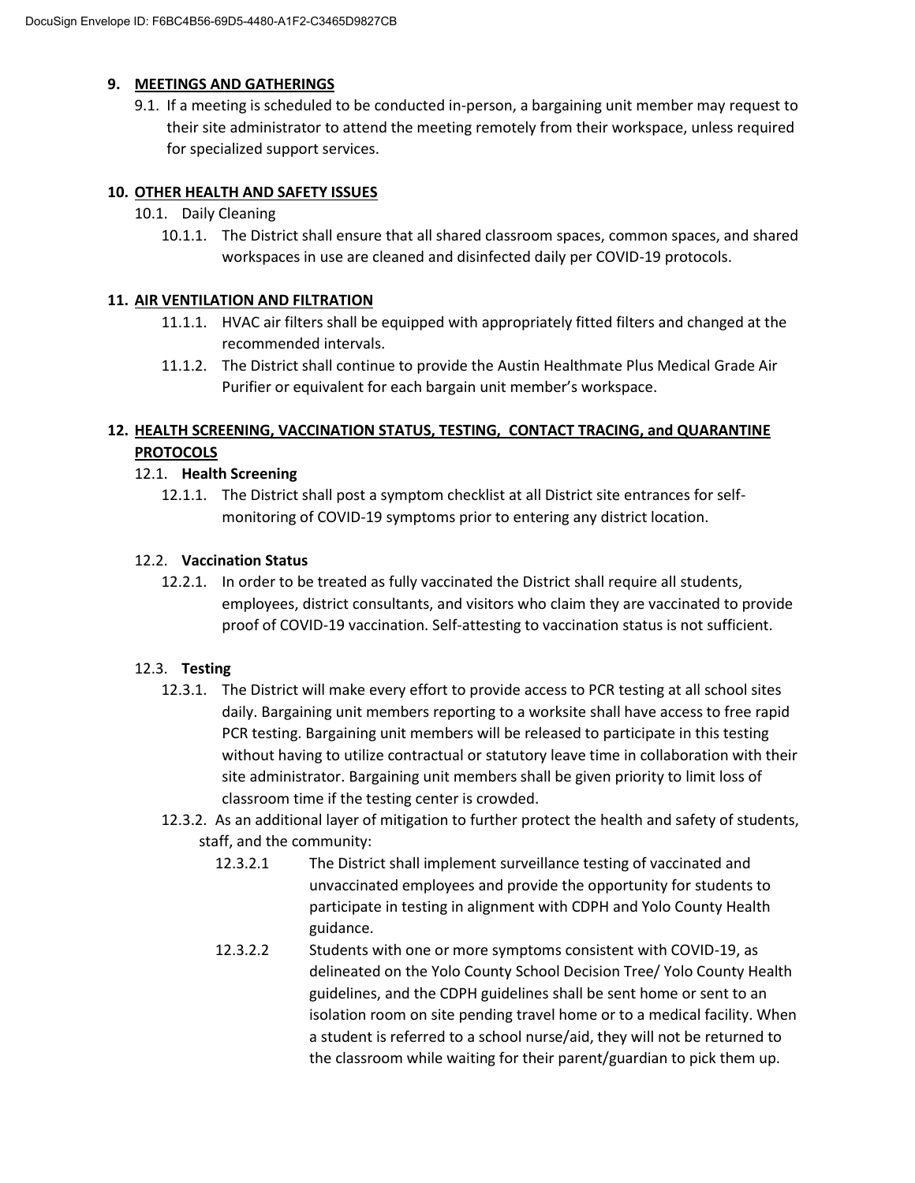## 9. MEETINGS AND GATHERINGS

9.1. If a meeting is scheduled to be conducted in-person, a bargaining unit member may request to their site administrator to attend the meeting remotely from their workspace, unless required for specialized support services.

## 10. OTHER HEALTH AND SAFETY ISSUES

10.1. Daily Cleaning

10.1.1. The District shall ensure that all shared classroom spaces, common spaces, and shared workspaces in use are cleaned and disinfected daily per COVID-19 protocols.

## 11. AIR VENTILATION AND FILTRATION

11.1.1. HVAC air filters shall be equipped with appropriately fitted filters and changed at the recommended intervals.

11.1.2. The District shall continue to provide the Austin Healthmate Plus Medical Grade Air Purifier or equivalent for each bargain unit member's workspace.

## 12. HEALTH SCREENING, VACCINATION STATUS, TESTING, CONTACT TRACING, and QUARANTINE PROTOCOLS

12.1. **Health Screening**

12.1.1. The District shall post a symptom checklist at all District site entrances for self-monitoring of COVID-19 symptoms prior to entering any district location.

12.2. **Vaccination Status**

12.2.1. In order to be treated as fully vaccinated the District shall require all students, employees, district consultants, and visitors who claim they are vaccinated to provide proof of COVID-19 vaccination. Self-attesting to vaccination status is not sufficient.

12.3. **Testing**

12.3.1. The District will make every effort to provide access to PCR testing at all school sites daily. Bargaining unit members reporting to a worksite shall have access to free rapid PCR testing. Bargaining unit members will be released to participate in this testing without having to utilize contractual or statutory leave time in collaboration with their site administrator. Bargaining unit members shall be given priority to limit loss of classroom time if the testing center is crowded.

12.3.2. As an additional layer of mitigation to further protect the health and safety of students, staff, and the community:

12.3.2.1 The District shall implement surveillance testing of vaccinated and unvaccinated employees and provide the opportunity for students to participate in testing in alignment with CDPH and Yolo County Health guidance.

12.3.2.2 Students with one or more symptoms consistent with COVID-19, as delineated on the Yolo County School Decision Tree/ Yolo County Health guidelines, and the CDPH guidelines shall be sent home or sent to an isolation room on site pending travel home or to a medical facility. When a student is referred to a school nurse/aid, they will not be returned to the classroom while waiting for their parent/guardian to pick them up.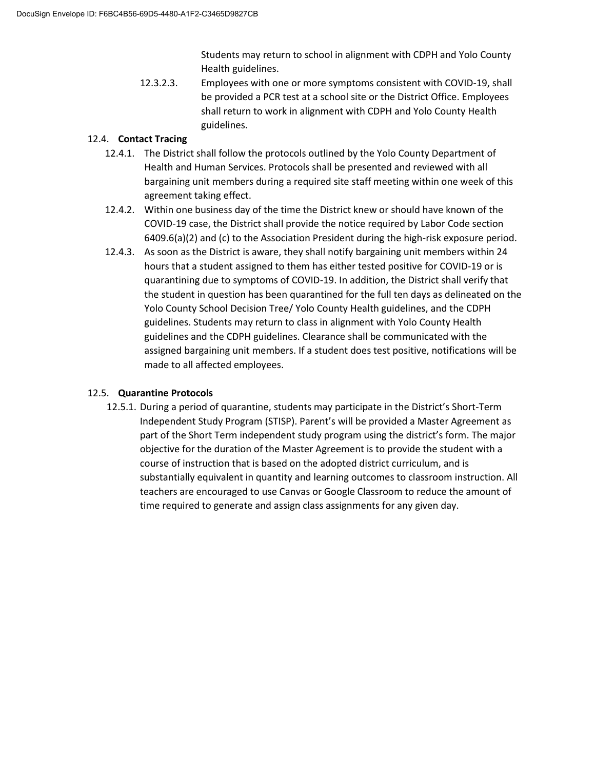Students may return to school in alignment with CDPH and Yolo County Health guidelines.

12.3.2.3. Employees with one or more symptoms consistent with COVID-19, shall be provided a PCR test at a school site or the District Office. Employees shall return to work in alignment with CDPH and Yolo County Health guidelines.

12.4. **Contact Tracing**

12.4.1. The District shall follow the protocols outlined by the Yolo County Department of Health and Human Services. Protocols shall be presented and reviewed with all bargaining unit members during a required site staff meeting within one week of this agreement taking effect.

12.4.2. Within one business day of the time the District knew or should have known of the COVID-19 case, the District shall provide the notice required by Labor Code section 6409.6(a)(2) and (c) to the Association President during the high-risk exposure period.

12.4.3. As soon as the District is aware, they shall notify bargaining unit members within 24 hours that a student assigned to them has either tested positive for COVID-19 or is quarantining due to symptoms of COVID-19. In addition, the District shall verify that the student in question has been quarantined for the full ten days as delineated on the Yolo County School Decision Tree/ Yolo County Health guidelines, and the CDPH guidelines. Students may return to class in alignment with Yolo County Health guidelines and the CDPH guidelines. Clearance shall be communicated with the assigned bargaining unit members. If a student does test positive, notifications will be made to all affected employees.

12.5. **Quarantine Protocols**

12.5.1. During a period of quarantine, students may participate in the District's Short-Term Independent Study Program (STISP). Parent's will be provided a Master Agreement as part of the Short Term independent study program using the district's form. The major objective for the duration of the Master Agreement is to provide the student with a course of instruction that is based on the adopted district curriculum, and is substantially equivalent in quantity and learning outcomes to classroom instruction. All teachers are encouraged to use Canvas or Google Classroom to reduce the amount of time required to generate and assign class assignments for any given day.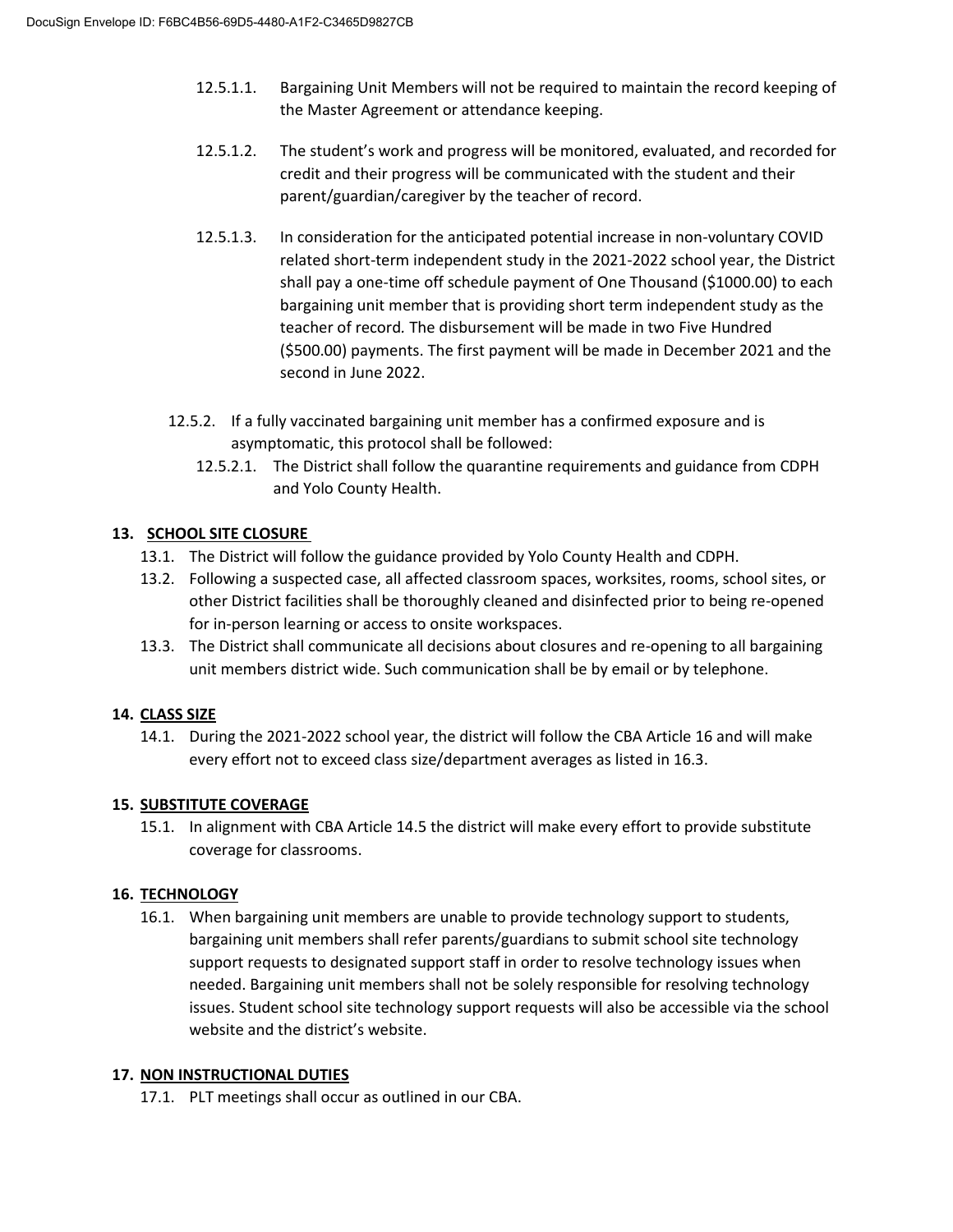12.5.1.1. Bargaining Unit Members will not be required to maintain the record keeping of the Master Agreement or attendance keeping.

12.5.1.2. The student's work and progress will be monitored, evaluated, and recorded for credit and their progress will be communicated with the student and their parent/guardian/caregiver by the teacher of record.

12.5.1.3. In consideration for the anticipated potential increase in non-voluntary COVID related short-term independent study in the 2021-2022 school year, the District shall pay a one-time off schedule payment of One Thousand ($1000.00) to each bargaining unit member that is providing short term independent study as the teacher of record. The disbursement will be made in two Five Hundred ($500.00) payments. The first payment will be made in December 2021 and the second in June 2022.

12.5.2. If a fully vaccinated bargaining unit member has a confirmed exposure and is asymptomatic, this protocol shall be followed:

12.5.2.1. The District shall follow the quarantine requirements and guidance from CDPH and Yolo County Health.

## 13. SCHOOL SITE CLOSURE

13.1. The District will follow the guidance provided by Yolo County Health and CDPH.

13.2. Following a suspected case, all affected classroom spaces, worksites, rooms, school sites, or other District facilities shall be thoroughly cleaned and disinfected prior to being re-opened for in-person learning or access to onsite workspaces.

13.3. The District shall communicate all decisions about closures and re-opening to all bargaining unit members district wide. Such communication shall be by email or by telephone.

## 14. CLASS SIZE

14.1. During the 2021-2022 school year, the district will follow the CBA Article 16 and will make every effort not to exceed class size/department averages as listed in 16.3.

## 15. SUBSTITUTE COVERAGE

15.1. In alignment with CBA Article 14.5 the district will make every effort to provide substitute coverage for classrooms.

## 16. TECHNOLOGY

16.1. When bargaining unit members are unable to provide technology support to students, bargaining unit members shall refer parents/guardians to submit school site technology support requests to designated support staff in order to resolve technology issues when needed. Bargaining unit members shall not be solely responsible for resolving technology issues. Student school site technology support requests will also be accessible via the school website and the district's website.

## 17. NON INSTRUCTIONAL DUTIES

17.1. PLT meetings shall occur as outlined in our CBA.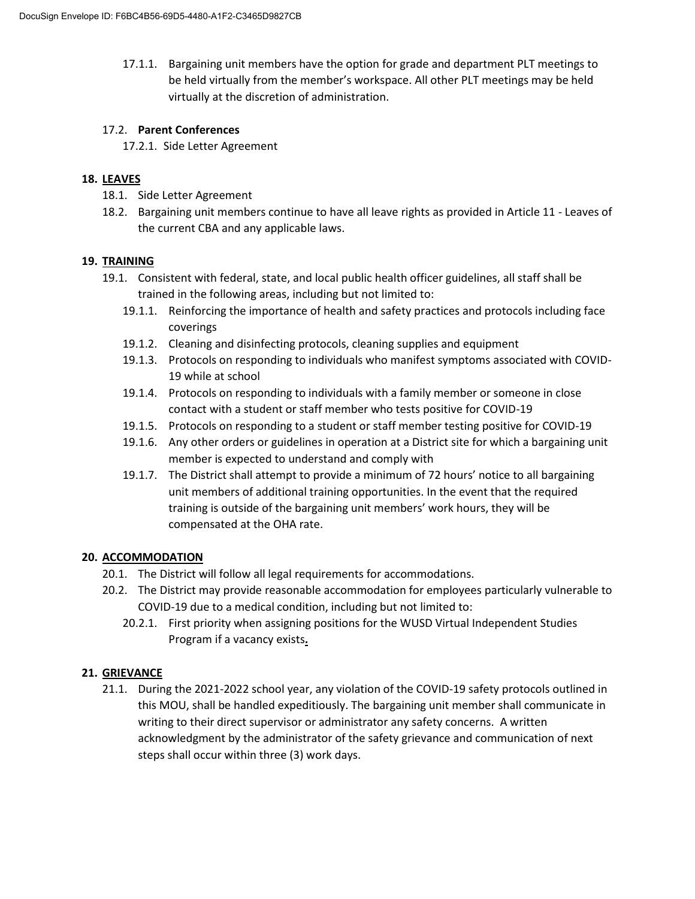17.1.1. Bargaining unit members have the option for grade and department PLT meetings to be held virtually from the member's workspace. All other PLT meetings may be held virtually at the discretion of administration.

17.2. **Parent Conferences**

17.2.1. Side Letter Agreement

## 18. LEAVES

18.1. Side Letter Agreement

18.2. Bargaining unit members continue to have all leave rights as provided in Article 11 - Leaves of the current CBA and any applicable laws.

## 19. TRAINING

19.1. Consistent with federal, state, and local public health officer guidelines, all staff shall be trained in the following areas, including but not limited to:

19.1.1. Reinforcing the importance of health and safety practices and protocols including face coverings

19.1.2. Cleaning and disinfecting protocols, cleaning supplies and equipment

19.1.3. Protocols on responding to individuals who manifest symptoms associated with COVID-19 while at school

19.1.4. Protocols on responding to individuals with a family member or someone in close contact with a student or staff member who tests positive for COVID-19

19.1.5. Protocols on responding to a student or staff member testing positive for COVID-19

19.1.6. Any other orders or guidelines in operation at a District site for which a bargaining unit member is expected to understand and comply with

19.1.7. The District shall attempt to provide a minimum of 72 hours' notice to all bargaining unit members of additional training opportunities. In the event that the required training is outside of the bargaining unit members' work hours, they will be compensated at the OHA rate.

## 20. ACCOMMODATION

20.1. The District will follow all legal requirements for accommodations.

20.2. The District may provide reasonable accommodation for employees particularly vulnerable to COVID-19 due to a medical condition, including but not limited to:

20.2.1. First priority when assigning positions for the WUSD Virtual Independent Studies Program if a vacancy exists.

## 21. GRIEVANCE

21.1. During the 2021-2022 school year, any violation of the COVID-19 safety protocols outlined in this MOU, shall be handled expeditiously. The bargaining unit member shall communicate in writing to their direct supervisor or administrator any safety concerns. A written acknowledgment by the administrator of the safety grievance and communication of next steps shall occur within three (3) work days.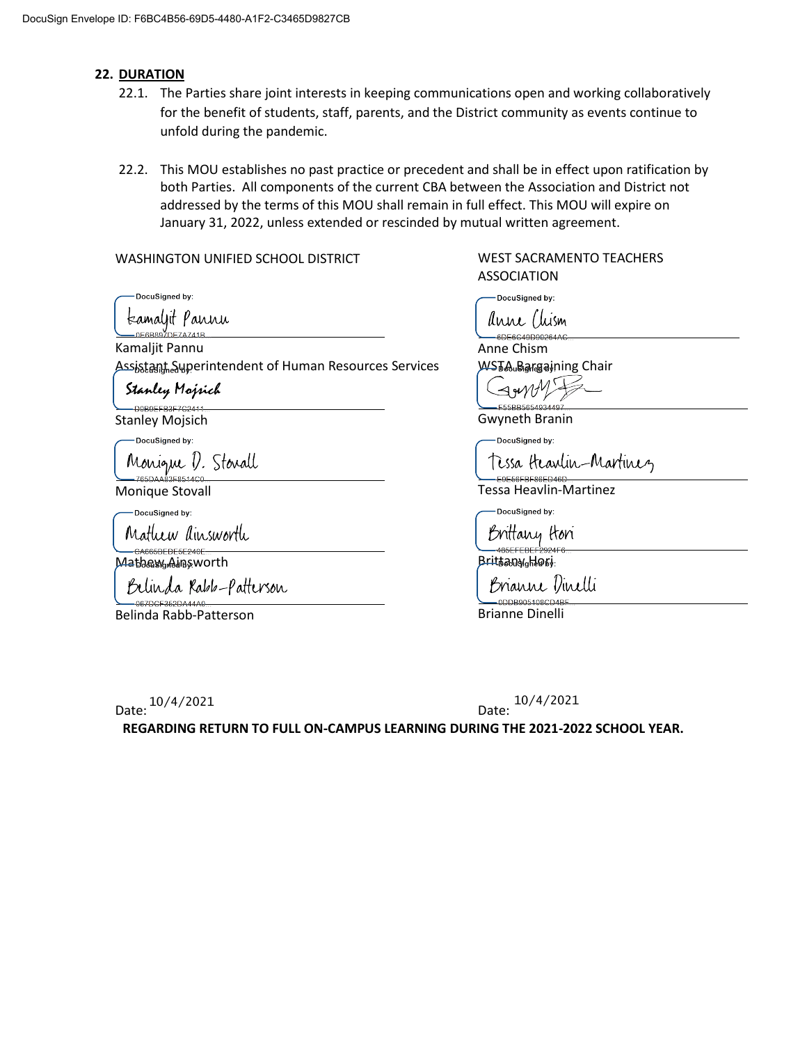DocuSign Envelope ID: F6BC4B56-69D5-4480-A1F2-C3465D9827CB

**22. DURATION**

22.1. The Parties share joint interests in keeping communications open and working collaboratively for the benefit of students, staff, parents, and the District community as events continue to unfold during the pandemic.

22.2. This MOU establishes no past practice or precedent and shall be in effect upon ratification by both Parties. All components of the current CBA between the Association and District not addressed by the terms of this MOU shall remain in full effect. This MOU will expire on January 31, 2022, unless extended or rescinded by mutual written agreement.

| WASHINGTON UNIFIED SCHOOL DISTRICT | WEST SACRAMENTO TEACHERS ASSOCIATION |
|---|---|
| DocuSigned by: Kamaljit Pannu | DocuSigned by: Anne Chism |
| Kamaljit Pannu | Anne Chism |
| Assistant Superintendent of Human Resources Services | WSTA Bargaining Chair |
| DocuSigned by: Stanley Mojsich | DocuSigned by: |
| Stanley Mojsich | Gwyneth Branin |
| DocuSigned by: Monique D. Stovall | DocuSigned by: Tessa Heavlin-Martinez |
| Monique Stovall | Tessa Heavlin-Martinez |
| DocuSigned by: Mathew Ainsworth | DocuSigned by: Brittany Hori |
| Mathew Ainsworth | Brittany Hori |
| DocuSigned by: Belinda Rabb-Patterson | DocuSigned by: Brianne Dinelli |
| Belinda Rabb-Patterson | Brianne Dinelli |
| Date: 10/4/2021 | Date: 10/4/2021 |

**REGARDING RETURN TO FULL ON-CAMPUS LEARNING DURING THE 2021-2022 SCHOOL YEAR.**